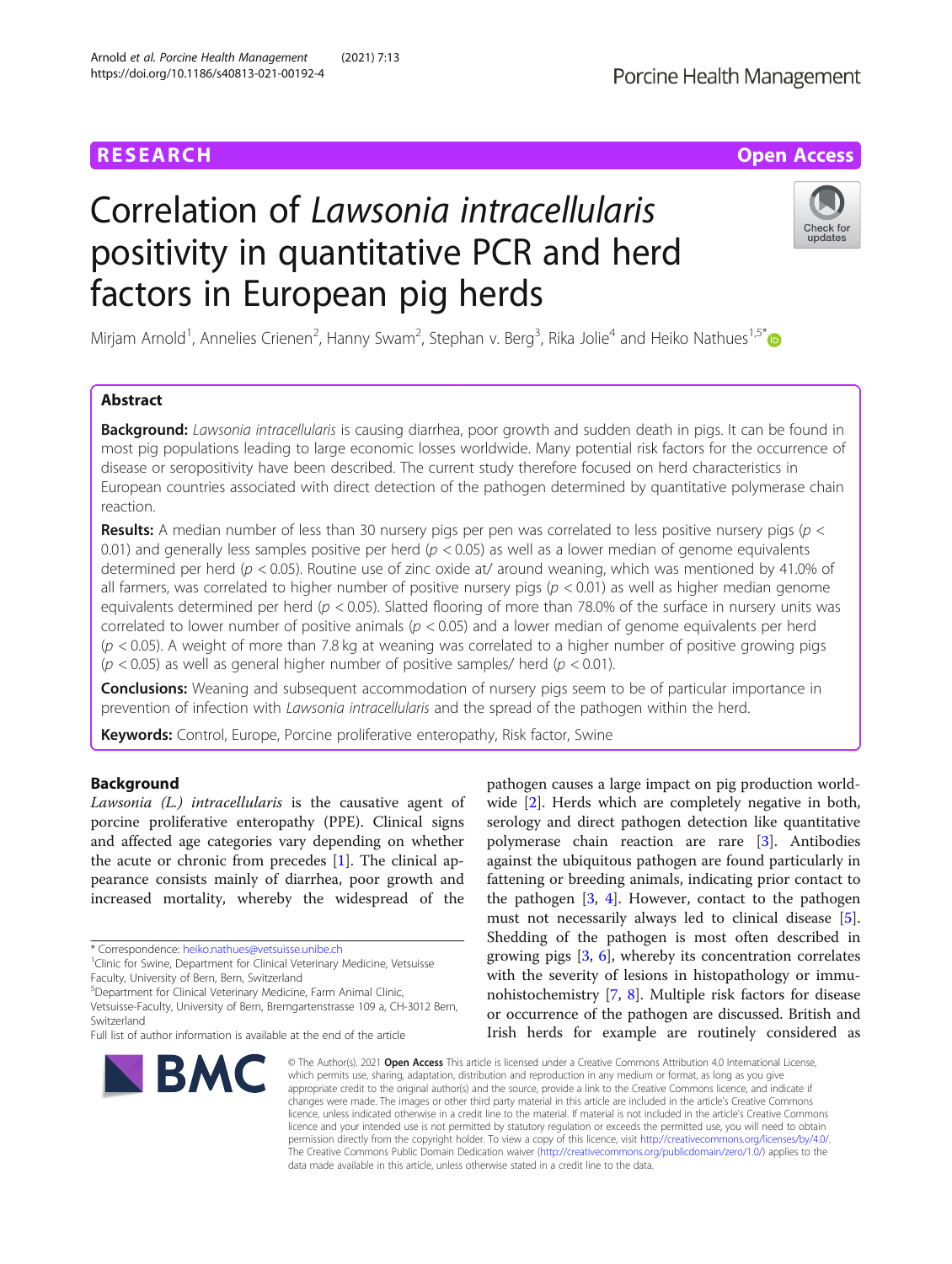**RESEARCH** **Open Access**

# Correlation of *Lawsonia intracellularis* positivity in quantitative PCR and herd factors in European pig herds

Mirjam Arnold[1], Annelies Crienen[2], Hanny Swam[2], Stephan v. Berg[3], Rika Jolie[4] and Heiko Nathues[1,5*]

## Abstract

**Background:** *Lawsonia intracellularis* is causing diarrhea, poor growth and sudden death in pigs. It can be found in most pig populations leading to large economic losses worldwide. Many potential risk factors for the occurrence of disease or seropositivity have been described. The current study therefore focused on herd characteristics in European countries associated with direct detection of the pathogen determined by quantitative polymerase chain reaction.

**Results:** A median number of less than 30 nursery pigs per pen was correlated to less positive nursery pigs ($p < 0.01$) and generally less samples positive per herd ($p < 0.05$) as well as a lower median of genome equivalents determined per herd ($p < 0.05$). Routine use of zinc oxide at/ around weaning, which was mentioned by 41.0% of all farmers, was correlated to higher number of positive nursery pigs ($p < 0.01$) as well as higher median genome equivalents determined per herd ($p < 0.05$). Slatted flooring of more than 78.0% of the surface in nursery units was correlated to lower number of positive animals ($p < 0.05$) and a lower median of genome equivalents per herd ($p < 0.05$). A weight of more than 7.8 kg at weaning was correlated to a higher number of positive growing pigs ($p < 0.05$) as well as general higher number of positive samples/ herd ($p < 0.01$).

**Conclusions:** Weaning and subsequent accommodation of nursery pigs seem to be of particular importance in prevention of infection with *Lawsonia intracellularis* and the spread of the pathogen within the herd.

**Keywords:** Control, Europe, Porcine proliferative enteropathy, Risk factor, Swine

## Background

*Lawsonia (L.) intracellularis* is the causative agent of porcine proliferative enteropathy (PPE). Clinical signs and affected age categories vary depending on whether the acute or chronic from precedes [1]. The clinical appearance consists mainly of diarrhea, poor growth and increased mortality, whereby the widespread of the pathogen causes a large impact on pig production worldwide [2]. Herds which are completely negative in both, serology and direct pathogen detection like quantitative polymerase chain reaction are rare [3]. Antibodies against the ubiquitous pathogen are found particularly in fattening or breeding animals, indicating prior contact to the pathogen [3, 4]. However, contact to the pathogen must not necessarily always led to clinical disease [5]. Shedding of the pathogen is most often described in growing pigs [3, 6], whereby its concentration correlates with the severity of lesions in histopathology or immunohistochemistry [7, 8]. Multiple risk factors for disease or occurrence of the pathogen are discussed. British and Irish herds for example are routinely considered as

\* Correspondence: heiko.nathues@vetsuisse.unibe.ch

[1]Clinic for Swine, Department for Clinical Veterinary Medicine, Vetsuisse Faculty, University of Bern, Bern, Switzerland

[5]Department for Clinical Veterinary Medicine, Farm Animal Clinic, Vetsuisse-Faculty, University of Bern, Bremgartenstrasse 109 a, CH-3012 Bern, Switzerland

Full list of author information is available at the end of the article

© The Author(s). 2021 **Open Access** This article is licensed under a Creative Commons Attribution 4.0 International License, which permits use, sharing, adaptation, distribution and reproduction in any medium or format, as long as you give appropriate credit to the original author(s) and the source, provide a link to the Creative Commons licence, and indicate if changes were made. The images or other third party material in this article are included in the article's Creative Commons licence, unless indicated otherwise in a credit line to the material. If material is not included in the article's Creative Commons licence and your intended use is not permitted by statutory regulation or exceeds the permitted use, you will need to obtain permission directly from the copyright holder. To view a copy of this licence, visit http://creativecommons.org/licenses/by/4.0/. The Creative Commons Public Domain Dedication waiver (http://creativecommons.org/publicdomain/zero/1.0/) applies to the data made available in this article, unless otherwise stated in a credit line to the data.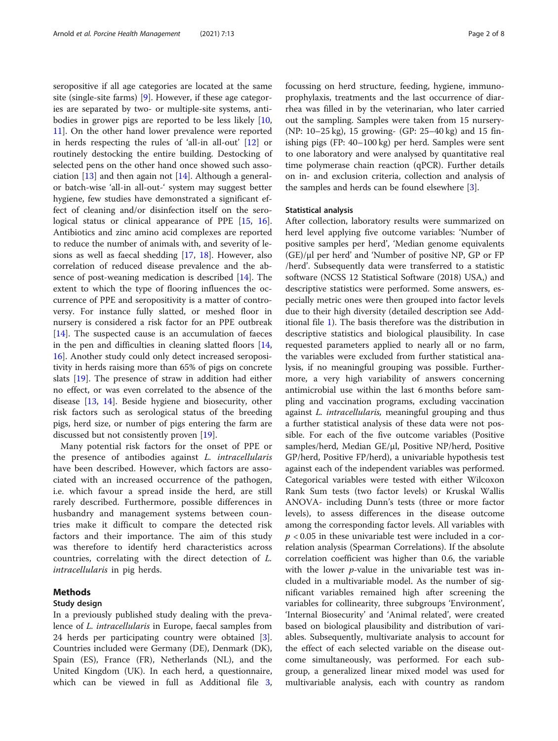seropositive if all age categories are located at the same site (single-site farms) [9]. However, if these age categories are separated by two- or multiple-site systems, antibodies in grower pigs are reported to be less likely [10, 11]. On the other hand lower prevalence were reported in herds respecting the rules of 'all-in all-out' [12] or routinely destocking the entire building. Destocking of selected pens on the other hand once showed such association [13] and then again not [14]. Although a general- or batch-wise 'all-in all-out-' system may suggest better hygiene, few studies have demonstrated a significant effect of cleaning and/or disinfection itself on the serological status or clinical appearance of PPE [15, 16]. Antibiotics and zinc amino acid complexes are reported to reduce the number of animals with, and severity of lesions as well as faecal shedding [17, 18]. However, also correlation of reduced disease prevalence and the absence of post-weaning medication is described [14]. The extent to which the type of flooring influences the occurrence of PPE and seropositivity is a matter of controversy. For instance fully slatted, or meshed floor in nursery is considered a risk factor for an PPE outbreak [14]. The suspected cause is an accumulation of faeces in the pen and difficulties in cleaning slatted floors [14, 16]. Another study could only detect increased seropositivity in herds raising more than 65% of pigs on concrete slats [19]. The presence of straw in addition had either no effect, or was even correlated to the absence of the disease [13, 14]. Beside hygiene and biosecurity, other risk factors such as serological status of the breeding pigs, herd size, or number of pigs entering the farm are discussed but not consistently proven [19].

Many potential risk factors for the onset of PPE or the presence of antibodies against *L. intracellularis* have been described. However, which factors are associated with an increased occurrence of the pathogen, i.e. which favour a spread inside the herd, are still rarely described. Furthermore, possible differences in husbandry and management systems between countries make it difficult to compare the detected risk factors and their importance. The aim of this study was therefore to identify herd characteristics across countries, correlating with the direct detection of *L. intracellularis* in pig herds.

## Methods

### Study design

In a previously published study dealing with the prevalence of *L. intracellularis* in Europe, faecal samples from 24 herds per participating country were obtained [3]. Countries included were Germany (DE), Denmark (DK), Spain (ES), France (FR), Netherlands (NL), and the United Kingdom (UK). In each herd, a questionnaire, which can be viewed in full as Additional file 3, focussing on herd structure, feeding, hygiene, immunoprophylaxis, treatments and the last occurrence of diarrhea was filled in by the veterinarian, who later carried out the sampling. Samples were taken from 15 nursery- (NP: 10–25 kg), 15 growing- (GP: 25–40 kg) and 15 finishing pigs (FP: 40–100 kg) per herd. Samples were sent to one laboratory and were analysed by quantitative real time polymerase chain reaction (qPCR). Further details on in- and exclusion criteria, collection and analysis of the samples and herds can be found elsewhere [3].

### Statistical analysis

After collection, laboratory results were summarized on herd level applying five outcome variables: 'Number of positive samples per herd', 'Median genome equivalents (GE)/µl per herd' and 'Number of positive NP, GP or FP /herd'. Subsequently data were transferred to a statistic software (NCSS 12 Statistical Software (2018) USA,) and descriptive statistics were performed. Some answers, especially metric ones were then grouped into factor levels due to their high diversity (detailed description see Additional file 1). The basis therefore was the distribution in descriptive statistics and biological plausibility. In case requested parameters applied to nearly all or no farm, the variables were excluded from further statistical analysis, if no meaningful grouping was possible. Furthermore, a very high variability of answers concerning antimicrobial use within the last 6 months before sampling and vaccination programs, excluding vaccination against *L. intracellularis*, meaningful grouping and thus a further statistical analysis of these data were not possible. For each of the five outcome variables (Positive samples/herd, Median GE/µl, Positive NP/herd, Positive GP/herd, Positive FP/herd), a univariable hypothesis test against each of the independent variables was performed. Categorical variables were tested with either Wilcoxon Rank Sum tests (two factor levels) or Kruskal Wallis ANOVA- including Dunn's tests (three or more factor levels), to assess differences in the disease outcome among the corresponding factor levels. All variables with $p < 0.05$ in these univariable test were included in a correlation analysis (Spearman Correlations). If the absolute correlation coefficient was higher than 0.6, the variable with the lower $p$-value in the univariable test was included in a multivariable model. As the number of significant variables remained high after screening the variables for collinearity, three subgroups 'Environment', 'Internal Biosecurity' and 'Animal related', were created based on biological plausibility and distribution of variables. Subsequently, multivariate analysis to account for the effect of each selected variable on the disease outcome simultaneously, was performed. For each subgroup, a generalized linear mixed model was used for multivariable analysis, each with country as random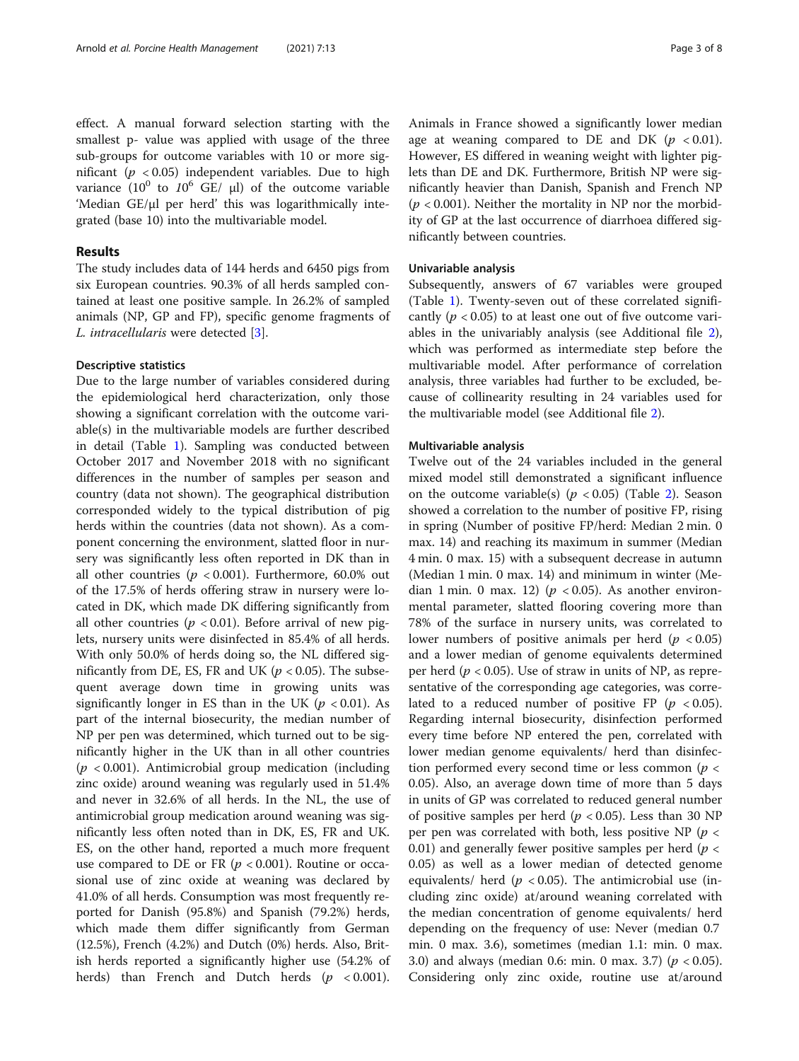effect. A manual forward selection starting with the smallest p- value was applied with usage of the three sub-groups for outcome variables with 10 or more significant ($p < 0.05$) independent variables. Due to high variance ($10^0$ to $10^6$ GE/ µl) of the outcome variable 'Median GE/µl per herd' this was logarithmically integrated (base 10) into the multivariable model.

## Results

The study includes data of 144 herds and 6450 pigs from six European countries. 90.3% of all herds sampled contained at least one positive sample. In 26.2% of sampled animals (NP, GP and FP), specific genome fragments of *L. intracellularis* were detected [3].

### Descriptive statistics

Due to the large number of variables considered during the epidemiological herd characterization, only those showing a significant correlation with the outcome variable(s) in the multivariable models are further described in detail (Table 1). Sampling was conducted between October 2017 and November 2018 with no significant differences in the number of samples per season and country (data not shown). The geographical distribution corresponded widely to the typical distribution of pig herds within the countries (data not shown). As a component concerning the environment, slatted floor in nursery was significantly less often reported in DK than in all other countries ($p < 0.001$). Furthermore, 60.0% out of the 17.5% of herds offering straw in nursery were located in DK, which made DK differing significantly from all other countries ($p < 0.01$). Before arrival of new piglets, nursery units were disinfected in 85.4% of all herds. With only 50.0% of herds doing so, the NL differed significantly from DE, ES, FR and UK ($p < 0.05$). The subsequent average down time in growing units was significantly longer in ES than in the UK ($p < 0.01$). As part of the internal biosecurity, the median number of NP per pen was determined, which turned out to be significantly higher in the UK than in all other countries ($p < 0.001$). Antimicrobial group medication (including zinc oxide) around weaning was regularly used in 51.4% and never in 32.6% of all herds. In the NL, the use of antimicrobial group medication around weaning was significantly less often noted than in DK, ES, FR and UK. ES, on the other hand, reported a much more frequent use compared to DE or FR ($p < 0.001$). Routine or occasional use of zinc oxide at weaning was declared by 41.0% of all herds. Consumption was most frequently reported for Danish (95.8%) and Spanish (79.2%) herds, which made them differ significantly from German (12.5%), French (4.2%) and Dutch (0%) herds. Also, British herds reported a significantly higher use (54.2% of herds) than French and Dutch herds ($p < 0.001$). Animals in France showed a significantly lower median age at weaning compared to DE and DK ($p < 0.01$). However, ES differed in weaning weight with lighter piglets than DE and DK. Furthermore, British NP were significantly heavier than Danish, Spanish and French NP ($p < 0.001$). Neither the mortality in NP nor the morbidity of GP at the last occurrence of diarrhoea differed significantly between countries.

### Univariable analysis

Subsequently, answers of 67 variables were grouped (Table 1). Twenty-seven out of these correlated significantly ($p < 0.05$) to at least one out of five outcome variables in the univariably analysis (see Additional file 2), which was performed as intermediate step before the multivariable model. After performance of correlation analysis, three variables had further to be excluded, because of collinearity resulting in 24 variables used for the multivariable model (see Additional file 2).

### Multivariable analysis

Twelve out of the 24 variables included in the general mixed model still demonstrated a significant influence on the outcome variable(s) ($p < 0.05$) (Table 2). Season showed a correlation to the number of positive FP, rising in spring (Number of positive FP/herd: Median 2 min. 0 max. 14) and reaching its maximum in summer (Median 4 min. 0 max. 15) with a subsequent decrease in autumn (Median 1 min. 0 max. 14) and minimum in winter (Median 1 min. 0 max. 12) ($p < 0.05$). As another environmental parameter, slatted flooring covering more than 78% of the surface in nursery units, was correlated to lower numbers of positive animals per herd ($p < 0.05$) and a lower median of genome equivalents determined per herd ($p < 0.05$). Use of straw in units of NP, as representative of the corresponding age categories, was correlated to a reduced number of positive FP ($p < 0.05$). Regarding internal biosecurity, disinfection performed every time before NP entered the pen, correlated with lower median genome equivalents/ herd than disinfection performed every second time or less common ($p < 0.05$). Also, an average down time of more than 5 days in units of GP was correlated to reduced general number of positive samples per herd ($p < 0.05$). Less than 30 NP per pen was correlated with both, less positive NP ($p < 0.01$) and generally fewer positive samples per herd ($p < 0.05$) as well as a lower median of detected genome equivalents/ herd ($p < 0.05$). The antimicrobial use (including zinc oxide) at/around weaning correlated with the median concentration of genome equivalents/ herd depending on the frequency of use: Never (median 0.7 min. 0 max. 3.6), sometimes (median 1.1: min. 0 max. 3.0) and always (median 0.6: min. 0 max. 3.7) ($p < 0.05$). Considering only zinc oxide, routine use at/around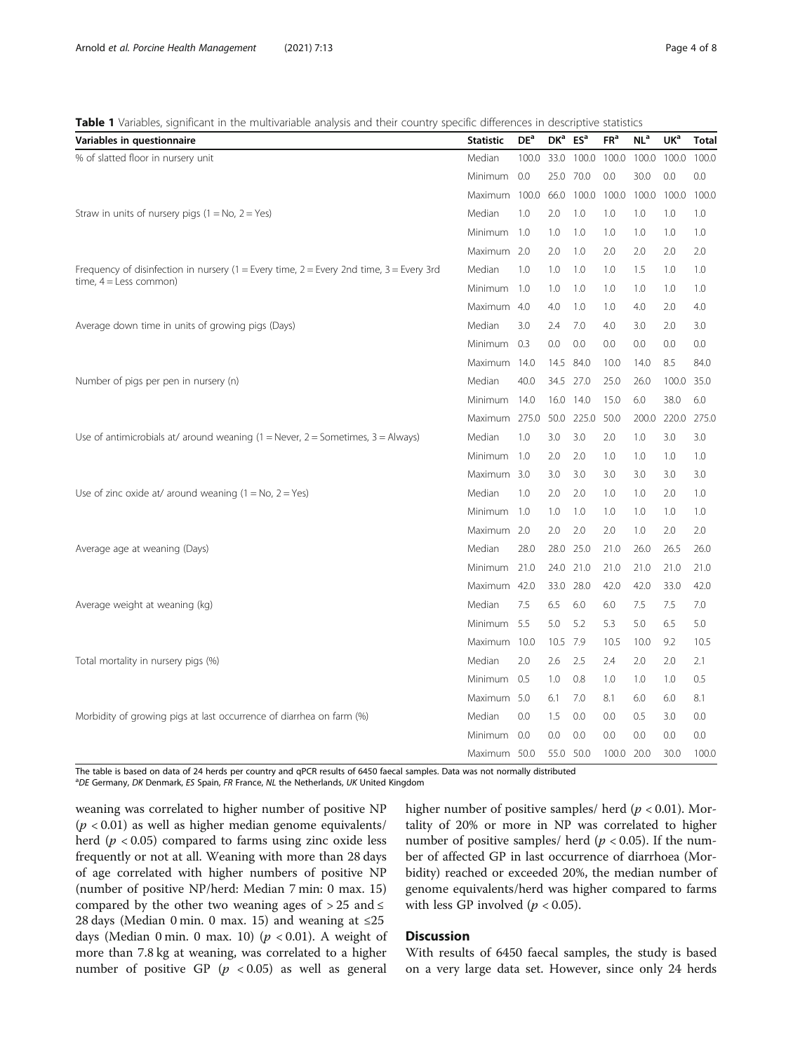**Table 1** Variables, significant in the multivariable analysis and their country specific differences in descriptive statistics

| Variables in questionnaire | Statistic | DE[a] | DK[a] | ES[a] | FR[a] | NL[a] | UK[a] | Total |
|---|---|---|---|---|---|---|---|---|
| % of slatted floor in nursery unit | Median | 100.0 | 33.0 | 100.0 | 100.0 | 100.0 | 100.0 | 100.0 |
| | Minimum | 0.0 | 25.0 | 70.0 | 0.0 | 30.0 | 0.0 | 0.0 |
| | Maximum | 100.0 | 66.0 | 100.0 | 100.0 | 100.0 | 100.0 | 100.0 |
| Straw in units of nursery pigs (1 = No, 2 = Yes) | Median | 1.0 | 2.0 | 1.0 | 1.0 | 1.0 | 1.0 | 1.0 |
| | Minimum | 1.0 | 1.0 | 1.0 | 1.0 | 1.0 | 1.0 | 1.0 |
| | Maximum | 2.0 | 2.0 | 1.0 | 2.0 | 2.0 | 2.0 | 2.0 |
| Frequency of disinfection in nursery (1 = Every time, 2 = Every 2nd time, 3 = Every 3rd time, 4 = Less common) | Median | 1.0 | 1.0 | 1.0 | 1.0 | 1.5 | 1.0 | 1.0 |
| | Minimum | 1.0 | 1.0 | 1.0 | 1.0 | 1.0 | 1.0 | 1.0 |
| | Maximum | 4.0 | 4.0 | 1.0 | 1.0 | 4.0 | 2.0 | 4.0 |
| Average down time in units of growing pigs (Days) | Median | 3.0 | 2.4 | 7.0 | 4.0 | 3.0 | 2.0 | 3.0 |
| | Minimum | 0.3 | 0.0 | 0.0 | 0.0 | 0.0 | 0.0 | 0.0 |
| | Maximum | 14.0 | 14.5 | 84.0 | 10.0 | 14.0 | 8.5 | 84.0 |
| Number of pigs per pen in nursery (n) | Median | 40.0 | 34.5 | 27.0 | 25.0 | 26.0 | 100.0 | 35.0 |
| | Minimum | 14.0 | 16.0 | 14.0 | 15.0 | 6.0 | 38.0 | 6.0 |
| | Maximum | 275.0 | 50.0 | 225.0 | 50.0 | 200.0 | 220.0 | 275.0 |
| Use of antimicrobials at/ around weaning (1 = Never, 2 = Sometimes, 3 = Always) | Median | 1.0 | 3.0 | 3.0 | 2.0 | 1.0 | 3.0 | 3.0 |
| | Minimum | 1.0 | 2.0 | 2.0 | 1.0 | 1.0 | 1.0 | 1.0 |
| | Maximum | 3.0 | 3.0 | 3.0 | 3.0 | 3.0 | 3.0 | 3.0 |
| Use of zinc oxide at/ around weaning (1 = No, 2 = Yes) | Median | 1.0 | 2.0 | 2.0 | 1.0 | 1.0 | 2.0 | 1.0 |
| | Minimum | 1.0 | 1.0 | 1.0 | 1.0 | 1.0 | 1.0 | 1.0 |
| | Maximum | 2.0 | 2.0 | 2.0 | 2.0 | 1.0 | 2.0 | 2.0 |
| Average age at weaning (Days) | Median | 28.0 | 28.0 | 25.0 | 21.0 | 26.0 | 26.5 | 26.0 |
| | Minimum | 21.0 | 24.0 | 21.0 | 21.0 | 21.0 | 21.0 | 21.0 |
| | Maximum | 42.0 | 33.0 | 28.0 | 42.0 | 42.0 | 33.0 | 42.0 |
| Average weight at weaning (kg) | Median | 7.5 | 6.5 | 6.0 | 6.0 | 7.5 | 7.5 | 7.0 |
| | Minimum | 5.5 | 5.0 | 5.2 | 5.3 | 5.0 | 6.5 | 5.0 |
| | Maximum | 10.0 | 10.5 | 7.9 | 10.5 | 10.0 | 9.2 | 10.5 |
| Total mortality in nursery pigs (%) | Median | 2.0 | 2.6 | 2.5 | 2.4 | 2.0 | 2.0 | 2.1 |
| | Minimum | 0.5 | 1.0 | 0.8 | 1.0 | 1.0 | 1.0 | 0.5 |
| | Maximum | 5.0 | 6.1 | 7.0 | 8.1 | 6.0 | 6.0 | 8.1 |
| Morbidity of growing pigs at last occurrence of diarrhea on farm (%) | Median | 0.0 | 1.5 | 0.0 | 0.0 | 0.5 | 3.0 | 0.0 |
| | Minimum | 0.0 | 0.0 | 0.0 | 0.0 | 0.0 | 0.0 | 0.0 |
| | Maximum | 50.0 | 55.0 | 50.0 | 100.0 | 20.0 | 30.0 | 100.0 |

The table is based on data of 24 herds per country and qPCR results of 6450 faecal samples. Data was not normally distributed
[a]*DE* Germany, *DK* Denmark, *ES* Spain, *FR* France, *NL* the Netherlands, *UK* United Kingdom

weaning was correlated to higher number of positive NP ($p < 0.01$) as well as higher median genome equivalents/ herd ($p < 0.05$) compared to farms using zinc oxide less frequently or not at all. Weaning with more than 28 days of age correlated with higher numbers of positive NP (number of positive NP/herd: Median 7 min: 0 max. 15) compared by the other two weaning ages of > 25 and ≤ 28 days (Median 0 min. 0 max. 15) and weaning at ≤25 days (Median 0 min. 0 max. 10) ($p < 0.01$). A weight of more than 7.8 kg at weaning, was correlated to a higher number of positive GP ($p < 0.05$) as well as general higher number of positive samples/ herd ($p < 0.01$). Mortality of 20% or more in NP was correlated to higher number of positive samples/ herd ($p < 0.05$). If the number of affected GP in last occurrence of diarrhoea (Morbidity) reached or exceeded 20%, the median number of genome equivalents/herd was higher compared to farms with less GP involved ($p < 0.05$).

## Discussion

With results of 6450 faecal samples, the study is based on a very large data set. However, since only 24 herds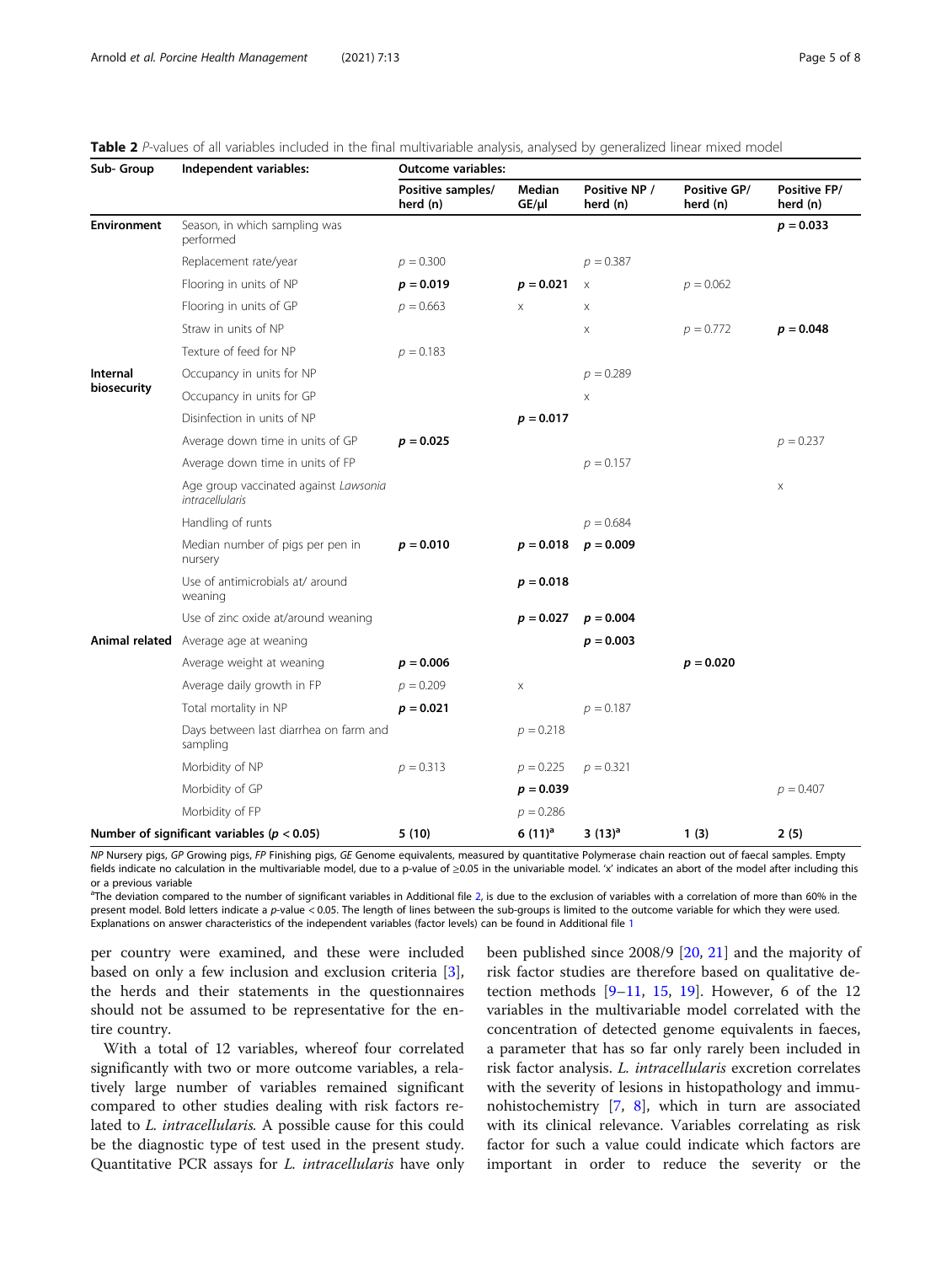**Table 2** *P*-values of all variables included in the final multivariable analysis, analysed by generalized linear mixed model

| Sub- Group | Independent variables: | Outcome variables: | | | | |
|---|---|---|---|---|---|---|
| | | Positive samples/ herd (n) | Median GE/µl | Positive NP / herd (n) | Positive GP/ herd (n) | Positive FP/ herd (n) |
| **Environment** | Season, in which sampling was performed | | | | | **$p = 0.033$** |
| | Replacement rate/year | $p = 0.300$ | | $p = 0.387$ | | |
| | Flooring in units of NP | **$p = 0.019$** | **$p = 0.021$** | x | $p = 0.062$ | |
| | Flooring in units of GP | $p = 0.663$ | x | x | | |
| | Straw in units of NP | | | x | $p = 0.772$ | **$p = 0.048$** |
| | Texture of feed for NP | $p = 0.183$ | | | | |
| **Internal biosecurity** | Occupancy in units for NP | | | $p = 0.289$ | | |
| | Occupancy in units for GP | | | x | | |
| | Disinfection in units of NP | | **$p = 0.017$** | | | |
| | Average down time in units of GP | **$p = 0.025$** | | | | $p = 0.237$ |
| | Average down time in units of FP | | | $p = 0.157$ | | |
| | Age group vaccinated against *Lawsonia intracellularis* | | | | | x |
| | Handling of runts | | | $p = 0.684$ | | |
| | Median number of pigs per pen in nursery | **$p = 0.010$** | **$p = 0.018$** | **$p = 0.009$** | | |
| | Use of antimicrobials at/ around weaning | | **$p = 0.018$** | | | |
| | Use of zinc oxide at/around weaning | | **$p = 0.027$** | **$p = 0.004$** | | |
| **Animal related** | Average age at weaning | | | **$p = 0.003$** | | |
| | Average weight at weaning | **$p = 0.006$** | | | **$p = 0.020$** | |
| | Average daily growth in FP | $p = 0.209$ | x | | | |
| | Total mortality in NP | **$p = 0.021$** | | $p = 0.187$ | | |
| | Days between last diarrhea on farm and sampling | | $p = 0.218$ | | | |
| | Morbidity of NP | $p = 0.313$ | $p = 0.225$ | $p = 0.321$ | | |
| | Morbidity of GP | | **$p = 0.039$** | | | $p = 0.407$ |
| | Morbidity of FP | | $p = 0.286$ | | | |
| **Number of significant variables ($p < 0.05$)** | | 5 (10) | 6 (11)[a] | 3 (13)[a] | 1 (3) | 2 (5) |

*NP* Nursery pigs, *GP* Growing pigs, *FP* Finishing pigs, *GE* Genome equivalents, measured by quantitative Polymerase chain reaction out of faecal samples. Empty fields indicate no calculation in the multivariable model, due to a p-value of ≥0.05 in the univariable model. 'x' indicates an abort of the model after including this or a previous variable

[a]The deviation compared to the number of significant variables in Additional file 2, is due to the exclusion of variables with a correlation of more than 60% in the present model. Bold letters indicate a *p*-value < 0.05. The length of lines between the sub-groups is limited to the outcome variable for which they were used. Explanations on answer characteristics of the independent variables (factor levels) can be found in Additional file 1

per country were examined, and these were included based on only a few inclusion and exclusion criteria [3], the herds and their statements in the questionnaires should not be assumed to be representative for the entire country.

With a total of 12 variables, whereof four correlated significantly with two or more outcome variables, a relatively large number of variables remained significant compared to other studies dealing with risk factors related to *L. intracellularis*. A possible cause for this could be the diagnostic type of test used in the present study. Quantitative PCR assays for *L. intracellularis* have only been published since 2008/9 [20, 21] and the majority of risk factor studies are therefore based on qualitative detection methods [9–11, 15, 19]. However, 6 of the 12 variables in the multivariable model correlated with the concentration of detected genome equivalents in faeces, a parameter that has so far only rarely been included in risk factor analysis. *L. intracellularis* excretion correlates with the severity of lesions in histopathology and immunohistochemistry [7, 8], which in turn are associated with its clinical relevance. Variables correlating as risk factor for such a value could indicate which factors are important in order to reduce the severity or the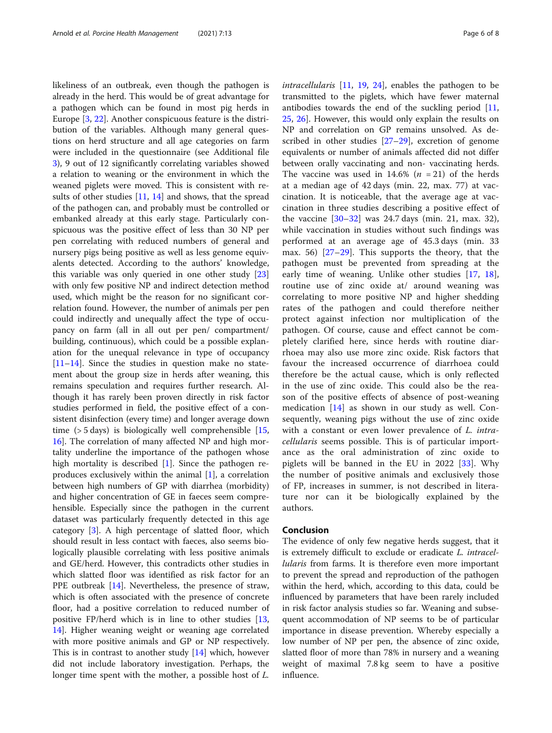likeliness of an outbreak, even though the pathogen is already in the herd. This would be of great advantage for a pathogen which can be found in most pig herds in Europe [3, 22]. Another conspicuous feature is the distribution of the variables. Although many general questions on herd structure and all age categories on farm were included in the questionnaire (see Additional file 3), 9 out of 12 significantly correlating variables showed a relation to weaning or the environment in which the weaned piglets were moved. This is consistent with results of other studies [11, 14] and shows, that the spread of the pathogen can, and probably must be controlled or embanked already at this early stage. Particularly conspicuous was the positive effect of less than 30 NP per pen correlating with reduced numbers of general and nursery pigs being positive as well as less genome equivalents detected. According to the authors' knowledge, this variable was only queried in one other study [23] with only few positive NP and indirect detection method used, which might be the reason for no significant correlation found. However, the number of animals per pen could indirectly and unequally affect the type of occupancy on farm (all in all out per pen/ compartment/ building, continuous), which could be a possible explanation for the unequal relevance in type of occupancy [11–14]. Since the studies in question make no statement about the group size in herds after weaning, this remains speculation and requires further research. Although it has rarely been proven directly in risk factor studies performed in field, the positive effect of a consistent disinfection (every time) and longer average down time (> 5 days) is biologically well comprehensible [15, 16]. The correlation of many affected NP and high mortality underline the importance of the pathogen whose high mortality is described [1]. Since the pathogen reproduces exclusively within the animal [1], a correlation between high numbers of GP with diarrhea (morbidity) and higher concentration of GE in faeces seem comprehensible. Especially since the pathogen in the current dataset was particularly frequently detected in this age category [3]. A high percentage of slatted floor, which should result in less contact with faeces, also seems biologically plausible correlating with less positive animals and GE/herd. However, this contradicts other studies in which slatted floor was identified as risk factor for an PPE outbreak [14]. Nevertheless, the presence of straw, which is often associated with the presence of concrete floor, had a positive correlation to reduced number of positive FP/herd which is in line to other studies [13, 14]. Higher weaning weight or weaning age correlated with more positive animals and GP or NP respectively. This is in contrast to another study [14] which, however did not include laboratory investigation. Perhaps, the longer time spent with the mother, a possible host of *L. intracellularis* [11, 19, 24], enables the pathogen to be transmitted to the piglets, which have fewer maternal antibodies towards the end of the suckling period [11, 25, 26]. However, this would only explain the results on NP and correlation on GP remains unsolved. As described in other studies [27–29], excretion of genome equivalents or number of animals affected did not differ between orally vaccinating and non- vaccinating herds. The vaccine was used in 14.6% ($n = 21$) of the herds at a median age of 42 days (min. 22, max. 77) at vaccination. It is noticeable, that the average age at vaccination in three studies describing a positive effect of the vaccine [30–32] was 24.7 days (min. 21, max. 32), while vaccination in studies without such findings was performed at an average age of 45.3 days (min. 33 max. 56) [27–29]. This supports the theory, that the pathogen must be prevented from spreading at the early time of weaning. Unlike other studies [17, 18], routine use of zinc oxide at/ around weaning was correlating to more positive NP and higher shedding rates of the pathogen and could therefore neither protect against infection nor multiplication of the pathogen. Of course, cause and effect cannot be completely clarified here, since herds with routine diarrhoea may also use more zinc oxide. Risk factors that favour the increased occurrence of diarrhoea could therefore be the actual cause, which is only reflected in the use of zinc oxide. This could also be the reason of the positive effects of absence of post-weaning medication [14] as shown in our study as well. Consequently, weaning pigs without the use of zinc oxide with a constant or even lower prevalence of *L. intracellularis* seems possible. This is of particular importance as the oral administration of zinc oxide to piglets will be banned in the EU in 2022 [33]. Why the number of positive animals and exclusively those of FP, increases in summer, is not described in literature nor can it be biologically explained by the authors.

## Conclusion

The evidence of only few negative herds suggest, that it is extremely difficult to exclude or eradicate *L. intracellularis* from farms. It is therefore even more important to prevent the spread and reproduction of the pathogen within the herd, which, according to this data, could be influenced by parameters that have been rarely included in risk factor analysis studies so far. Weaning and subsequent accommodation of NP seems to be of particular importance in disease prevention. Whereby especially a low number of NP per pen, the absence of zinc oxide, slatted floor of more than 78% in nursery and a weaning weight of maximal 7.8 kg seem to have a positive influence.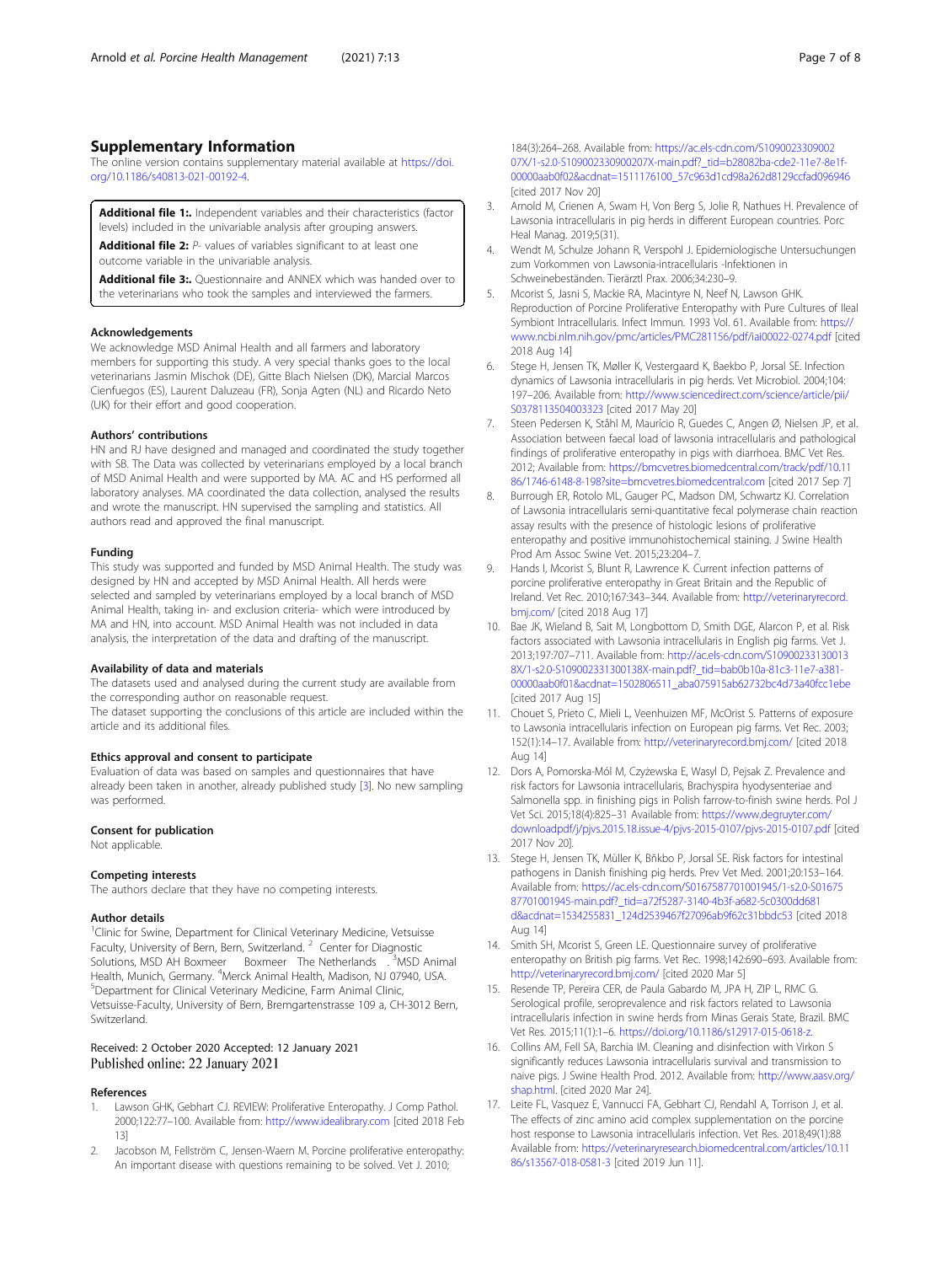## Supplementary Information

The online version contains supplementary material available at https://doi.org/10.1186/s40813-021-00192-4.

**Additional file 1:.** Independent variables and their characteristics (factor levels) included in the univariable analysis after grouping answers.

**Additional file 2:** *P*- values of variables significant to at least one outcome variable in the univariable analysis.

**Additional file 3:.** Questionnaire and ANNEX which was handed over to the veterinarians who took the samples and interviewed the farmers.

### Acknowledgements

We acknowledge MSD Animal Health and all farmers and laboratory members for supporting this study. A very special thanks goes to the local veterinarians Jasmin Mischok (DE), Gitte Blach Nielsen (DK), Marcial Marcos Cienfuegos (ES), Laurent Daluzeau (FR), Sonja Agten (NL) and Ricardo Neto (UK) for their effort and good cooperation.

### Authors' contributions

HN and RJ have designed and managed and coordinated the study together with SB. The Data was collected by veterinarians employed by a local branch of MSD Animal Health and were supported by MA. AC and HS performed all laboratory analyses. MA coordinated the data collection, analysed the results and wrote the manuscript. HN supervised the sampling and statistics. All authors read and approved the final manuscript.

### Funding

This study was supported and funded by MSD Animal Health. The study was designed by HN and accepted by MSD Animal Health. All herds were selected and sampled by veterinarians employed by a local branch of MSD Animal Health, taking in- and exclusion criteria- which were introduced by MA and HN, into account. MSD Animal Health was not included in data analysis, the interpretation of the data and drafting of the manuscript.

### Availability of data and materials

The datasets used and analysed during the current study are available from the corresponding author on reasonable request.
The dataset supporting the conclusions of this article are included within the article and its additional files.

### Ethics approval and consent to participate

Evaluation of data was based on samples and questionnaires that have already been taken in another, already published study [3]. No new sampling was performed.

### Consent for publication

Not applicable.

### Competing interests

The authors declare that they have no competing interests.

### Author details

[1]Clinic for Swine, Department for Clinical Veterinary Medicine, Vetsuisse Faculty, University of Bern, Bern, Switzerland. [2] Center for Diagnostic Solutions, MSD AH Boxmeer Boxmeer The Netherlands . [3]MSD Animal Health, Munich, Germany. [4]Merck Animal Health, Madison, NJ 07940, USA. [5]Department for Clinical Veterinary Medicine, Farm Animal Clinic, Vetsuisse-Faculty, University of Bern, Bremgartenstrasse 109 a, CH-3012 Bern, Switzerland.

Received: 2 October 2020 Accepted: 12 January 2021
Published online: 22 January 2021

### References

1. Lawson GHK, Gebhart CJ. REVIEW: Proliferative Enteropathy. J Comp Pathol. 2000;122:77–100. Available from: http://www.idealibrary.com [cited 2018 Feb 13]
2. Jacobson M, Fellström C, Jensen-Waern M. Porcine proliferative enteropathy: An important disease with questions remaining to be solved. Vet J. 2010; 184(3):264–268. Available from: https://ac.els-cdn.com/S109002330900207X/1-s2.0-S109002330900207X-main.pdf?_tid=b28082ba-cde2-11e7-8e1f-00000aab0f02&acdnat=1511176100_57c963d1cd98a262d8129ccfad096946 [cited 2017 Nov 20]
3. Arnold M, Crienen A, Swam H, Von Berg S, Jolie R, Nathues H. Prevalence of Lawsonia intracellularis in pig herds in different European countries. Porc Heal Manag. 2019;5(31).
4. Wendt M, Schulze Johann R, Verspohl J. Epidemiologische Untersuchungen zum Vorkommen von Lawsonia-intracellularis -Infektionen in Schweinebeständen. Tierärztl Prax. 2006;34:230–9.
5. Mcorist S, Jasni S, Mackie RA, Macintyre N, Neef N, Lawson GHK. Reproduction of Porcine Proliferative Enteropathy with Pure Cultures of Ileal Symbiont Intracellularis. Infect Immun. 1993 Vol. 61. Available from: https://www.ncbi.nlm.nih.gov/pmc/articles/PMC281156/pdf/iai00022-0274.pdf [cited 2018 Aug 14]
6. Stege H, Jensen TK, Møller K, Vestergaard K, Baekbo P, Jorsal SE. Infection dynamics of Lawsonia intracellularis in pig herds. Vet Microbiol. 2004;104:197–206. Available from: http://www.sciencedirect.com/science/article/pii/S0378113504003323 [cited 2017 May 20]
7. Steen Pedersen K, Ståhl M, Maurício R, Guedes C, Angen Ø, Nielsen JP, et al. Association between faecal load of lawsonia intracellularis and pathological findings of proliferative enteropathy in pigs with diarrhoea. BMC Vet Res. 2012; Available from: https://bmcvetres.biomedcentral.com/track/pdf/10.1186/1746-6148-8-198?site=bmcvetres.biomedcentral.com [cited 2017 Sep 7]
8. Burrough ER, Rotolo ML, Gauger PC, Madson DM, Schwartz KJ. Correlation of Lawsonia intracellularis semi-quantitative fecal polymerase chain reaction assay results with the presence of histologic lesions of proliferative enteropathy and positive immunohistochemical staining. J Swine Health Prod Am Assoc Swine Vet. 2015;23:204–7.
9. Hands I, Mcorist S, Blunt R, Lawrence K. Current infection patterns of porcine proliferative enteropathy in Great Britain and the Republic of Ireland. Vet Rec. 2010;167:343–344. Available from: http://veterinaryrecord.bmj.com/ [cited 2018 Aug 17]
10. Bae JK, Wieland B, Sait M, Longbottom D, Smith DGE, Alarcon P, et al. Risk factors associated with Lawsonia intracellularis in English pig farms. Vet J. 2013;197:707–711. Available from: http://ac.els-cdn.com/S109002331300138X/1-s2.0-S109002331300138X-main.pdf?_tid=bab0b10a-81c3-11e7-a381-00000aab0f01&acdnat=1502806511_aba075915ab62732bc4d73a40fcc1ebe [cited 2017 Aug 15]
11. Chouet S, Prieto C, Mieli L, Veenhuizen MF, McOrist S. Patterns of exposure to Lawsonia intracellularis infection on European pig farms. Vet Rec. 2003; 152(1):14–17. Available from: http://veterinaryrecord.bmj.com/ [cited 2018 Aug 14]
12. Dors A, Pomorska-Mól M, Czyżewska E, Wasyl D, Pejsak Z. Prevalence and risk factors for Lawsonia intracellularis, Brachyspira hyodysenteriae and Salmonella spp. in finishing pigs in Polish farrow-to-finish swine herds. Pol J Vet Sci. 2015;18(4):825–31 Available from: https://www.degruyter.com/downloadpdf/j/pjvs.2015.18.issue-4/pjvs-2015-0107/pjvs-2015-0107.pdf [cited 2017 Nov 20].
13. Stege H, Jensen TK, Müller K, Bňkbo P, Jorsal SE. Risk factors for intestinal pathogens in Danish finishing pig herds. Prev Vet Med. 2001;20:153–164. Available from: https://ac.els-cdn.com/S0167587701001945/1-s2.0-S0167587701001945-main.pdf?_tid=a72f5287-3140-4b3f-a682-5c0300dd681d&acdnat=1534255831_124d2539467f27096ab9f62c31bbdc53 [cited 2018 Aug 14]
14. Smith SH, Mcorist S, Green LE. Questionnaire survey of proliferative enteropathy on British pig farms. Vet Rec. 1998;142:690–693. Available from: http://veterinaryrecord.bmj.com/ [cited 2020 Mar 5]
15. Resende TP, Pereira CER, de Paula Gabardo M, JPA H, ZIP L, RMC G. Serological profile, seroprevalence and risk factors related to Lawsonia intracellularis infection in swine herds from Minas Gerais State, Brazil. BMC Vet Res. 2015;11(1):1–6. https://doi.org/10.1186/s12917-015-0618-z.
16. Collins AM, Fell SA, Barchia IM. Cleaning and disinfection with Virkon S significantly reduces Lawsonia intracellularis survival and transmission to naive pigs. J Swine Health Prod. 2012. Available from: http://www.aasv.org/shap.html. [cited 2020 Mar 24].
17. Leite FL, Vasquez E, Vannucci FA, Gebhart CJ, Rendahl A, Torrison J, et al. The effects of zinc amino acid complex supplementation on the porcine host response to Lawsonia intracellularis infection. Vet Res. 2018;49(1):88 Available from: https://veterinaryresearch.biomedcentral.com/articles/10.1186/s13567-018-0581-3 [cited 2019 Jun 11].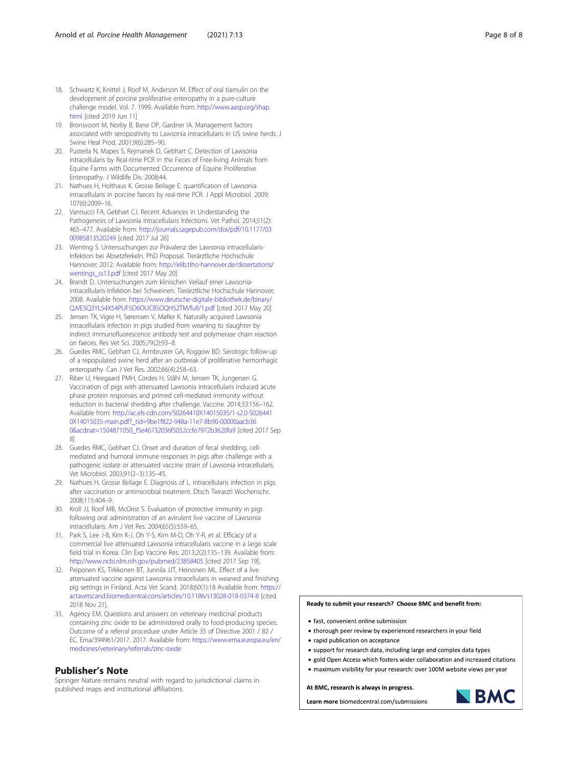18. Schwartz K, Knittel J, Roof M, Anderson M. Effect of oral tiamulin on the development of porcine proliferative enteropathy in a pure-culture challenge model. Vol. 7. 1999. Available from: http://www.aasp.org/shap.html [cited 2019 Jun 11]
19. Bronsvoort M, Norby B, Bane DP, Gardner IA. Management factors associated with seropositivity to Lawsonia intracellularis in US swine herds. J Swine Heal Prod. 2001;9(6):285–90.
20. Pusterla N, Mapes S, Rejmanek D, Gebhart C. Detection of Lawsonia intracellularis by Real-time PCR in the Feces of Free-living Animals from Equine Farms with Documented Occurrence of Equine Proliferative Enteropathy. J Wildlife Dis. 2008;44.
21. Nathues H, Holthaus K. Grosse Beilage E. quantification of Lawsonia intracellularis in porcine faeces by real-time PCR. J Appl Microbiol. 2009; 107(6):2009–16.
22. Vannucci FA, Gebhart CJ. Recent Advances in Understanding the Pathogenesis of Lawsonia intracellularis Infections. Vet Pathol. 2014;51(2): 465–477. Available from: http://journals.sagepub.com/doi/pdf/10.1177/0300985813520249 [cited 2017 Jul 26]
23. Wenting S. Untersuchungen zur Prävalenz der Lawsonia intracellularis-Infektion bei Absetzferkeln. PhD Proposal. Tierärztliche Hochschule Hannover; 2012. Available from: http://elib.tiho-hannover.de/dissertations/wentings_ss13.pdf [cited 2017 May 20]
24. Brandt D. Untersuchungen zum klinischen Verlauf einer Lawsonia-intracellularis-Infektion bei Schweinen. Tierärztliche Hochschule Hannover; 2008. Available from: https://www.deutsche-digitale-bibliothek.de/binary/QJVE5Q3YL54X54PUF5D6OUCBSOQH52TM/full/1.pdf [cited 2017 May 20]
25. Jensen TK, Vigre H, Sørensen V, Møller K. Naturally acquired Lawsonia intracellularis infection in pigs studied from weaning to slaughter by indirect immunofluorescence antibody test and polymerase chain reaction on faeces. Res Vet Sci. 2005;79(2):93–8.
26. Guedes RMC, Gebhart CJ, Armbruster GA, Roggow BD. Serologic follow-up of a repopulated swine herd after an outbreak of proliferative hemorrhagic enteropathy. Can J Vet Res. 2002;66(4):258–63.
27. Riber U, Heegaard PMH, Cordes H, Ståhl M, Jensen TK, Jungersen G. Vaccination of pigs with attenuated Lawsonia intracellularis induced acute phase protein responses and primed cell-mediated immunity without reduction in bacterial shedding after challenge. Vaccine. 2014;33:156–162. Available from: http://ac.els-cdn.com/S0264410X14015035/1-s2.0-S0264410X14015035-main.pdf?_tid=9be1f822-948a-11e7-8b90-00000aacb360&acdnat=1504871050_f5e46732036f5052ccfe7972b3620fa9 [cited 2017 Sep 8]
28. Guedes RMC, Gebhart CJ. Onset and duration of fecal shedding, cell-mediated and humoral immune responses in pigs after challenge with a pathogenic isolate or attenuated vaccine strain of Lawsonia intracellularis. Vet Microbiol. 2003;91(2–3):135–45.
29. Nathues H, Grosse Beilage E. Diagnosis of L. intracellularis infection in pigs after vaccination or antimicrobial treatment. Dtsch Tierarztl Wochenschr. 2008;115:404–9.
30. Kroll JJ, Roof MB, McOrist S. Evaluation of protective immunity in pigs following oral administration of an avirulent live vaccine of Lawsonia intracellularis. Am J Vet Res. 2004;65(5):559–65.
31. Park S, Lee J-B, Kim K-J, Oh Y-S, Kim M-O, Oh Y-R, et al. Efficacy of a commercial live attenuated Lawsonia intracellularis vaccine in a large scale field trial in Korea. Clin Exp Vaccine Res. 2013;2(2):135–139. Available from: http://www.ncbi.nlm.nih.gov/pubmed/23858405 [cited 2017 Sep 19].
32. Peiponen KS, Tirkkonen BT, Junnila JJT, Heinonen ML. Effect of a live attenuated vaccine against Lawsonia intracellularis in weaned and finishing pig settings in Finland. Acta Vet Scand. 2018;60(1):18 Available from: https://actavetscand.biomedcentral.com/articles/10.1186/s13028-018-0374-8 [cited 2018 Nov 21].
33. Agency EM. Questions and answers on veterinary medicinal products containing zinc oxide to be administered orally to food-producing species. Outcome of a referral procedure under Article 35 of Directive 2001 / 82 / EC. Ema/394961/2017. 2017. Available from: https://www.ema.europa.eu/en/medicines/veterinary/referrals/zinc-oxide

## Publisher's Note

Springer Nature remains neutral with regard to jurisdictional claims in published maps and institutional affiliations.

**Ready to submit your research? Choose BMC and benefit from:**

- fast, convenient online submission
- thorough peer review by experienced researchers in your field
- rapid publication on acceptance
- support for research data, including large and complex data types
- gold Open Access which fosters wider collaboration and increased citations
- maximum visibility for your research: over 100M website views per year

**At BMC, research is always in progress.**

**Learn more** biomedcentral.com/submissions

BMC